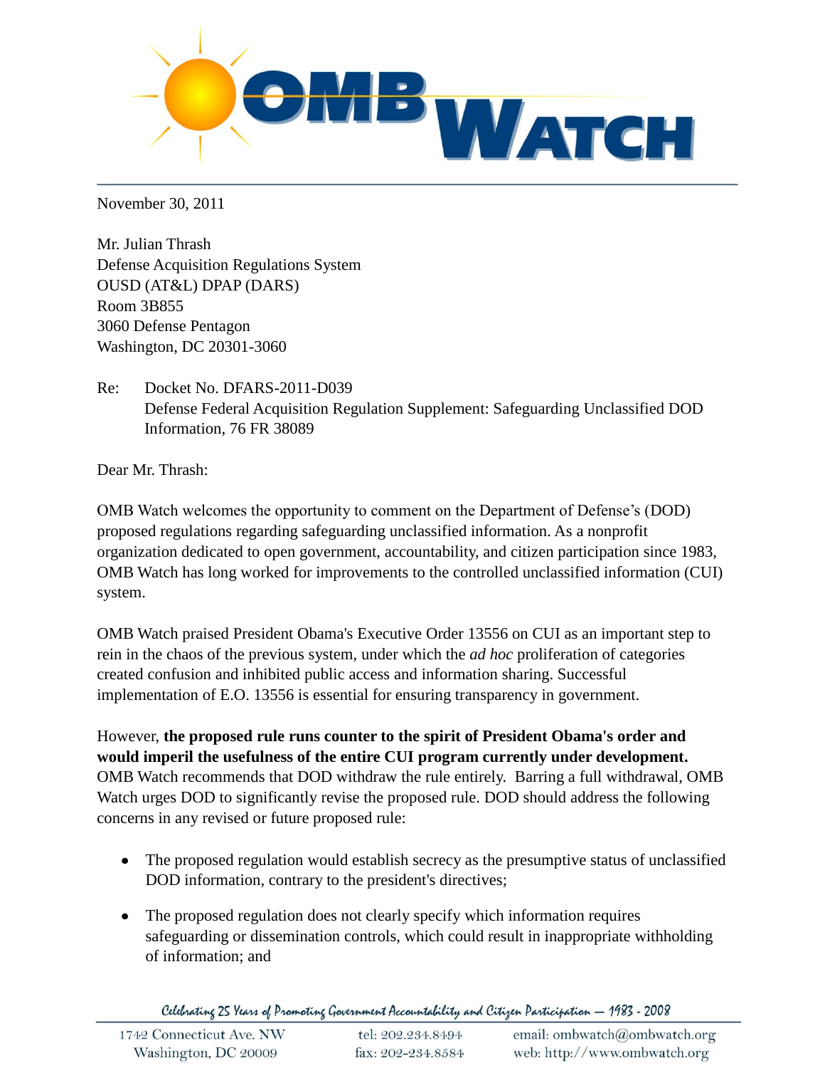November 30, 2011

Mr. Julian Thrash
Defense Acquisition Regulations System
OUSD (AT&L) DPAP (DARS)
Room 3B855
3060 Defense Pentagon
Washington, DC 20301-3060

Re: Docket No. DFARS-2011-D039
Defense Federal Acquisition Regulation Supplement: Safeguarding Unclassified DOD Information, 76 FR 38089

Dear Mr. Thrash:

OMB Watch welcomes the opportunity to comment on the Department of Defense's (DOD) proposed regulations regarding safeguarding unclassified information. As a nonprofit organization dedicated to open government, accountability, and citizen participation since 1983, OMB Watch has long worked for improvements to the controlled unclassified information (CUI) system.

OMB Watch praised President Obama's Executive Order 13556 on CUI as an important step to rein in the chaos of the previous system, under which the *ad hoc* proliferation of categories created confusion and inhibited public access and information sharing. Successful implementation of E.O. 13556 is essential for ensuring transparency in government.

However, **the proposed rule runs counter to the spirit of President Obama's order and would imperil the usefulness of the entire CUI program currently under development.** OMB Watch recommends that DOD withdraw the rule entirely. Barring a full withdrawal, OMB Watch urges DOD to significantly revise the proposed rule. DOD should address the following concerns in any revised or future proposed rule:

- The proposed regulation would establish secrecy as the presumptive status of unclassified DOD information, contrary to the president's directives;
- The proposed regulation does not clearly specify which information requires safeguarding or dissemination controls, which could result in inappropriate withholding of information; and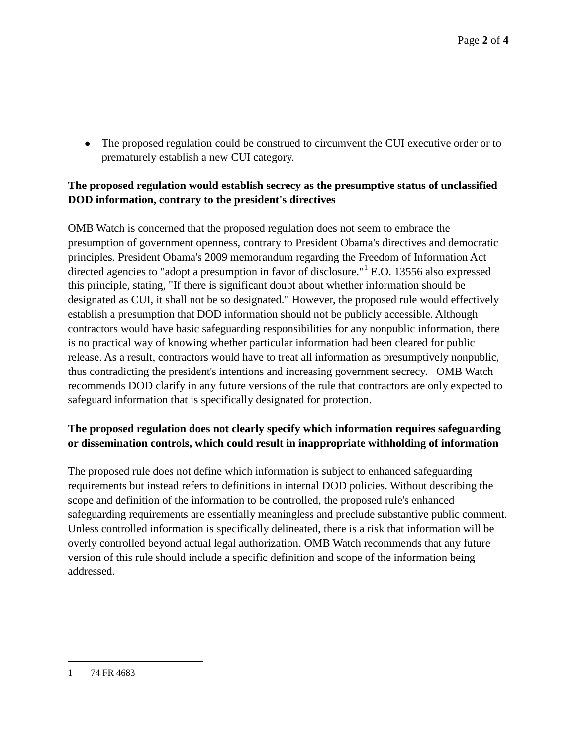- The proposed regulation could be construed to circumvent the CUI executive order or to prematurely establish a new CUI category.

**The proposed regulation would establish secrecy as the presumptive status of unclassified DOD information, contrary to the president's directives**

OMB Watch is concerned that the proposed regulation does not seem to embrace the presumption of government openness, contrary to President Obama's directives and democratic principles. President Obama's 2009 memorandum regarding the Freedom of Information Act directed agencies to "adopt a presumption in favor of disclosure."[1] E.O. 13556 also expressed this principle, stating, "If there is significant doubt about whether information should be designated as CUI, it shall not be so designated." However, the proposed rule would effectively establish a presumption that DOD information should not be publicly accessible. Although contractors would have basic safeguarding responsibilities for any nonpublic information, there is no practical way of knowing whether particular information had been cleared for public release. As a result, contractors would have to treat all information as presumptively nonpublic, thus contradicting the president's intentions and increasing government secrecy. OMB Watch recommends DOD clarify in any future versions of the rule that contractors are only expected to safeguard information that is specifically designated for protection.

**The proposed regulation does not clearly specify which information requires safeguarding or dissemination controls, which could result in inappropriate withholding of information**

The proposed rule does not define which information is subject to enhanced safeguarding requirements but instead refers to definitions in internal DOD policies. Without describing the scope and definition of the information to be controlled, the proposed rule's enhanced safeguarding requirements are essentially meaningless and preclude substantive public comment. Unless controlled information is specifically delineated, there is a risk that information will be overly controlled beyond actual legal authorization. OMB Watch recommends that any future version of this rule should include a specific definition and scope of the information being addressed.

---

1 74 FR 4683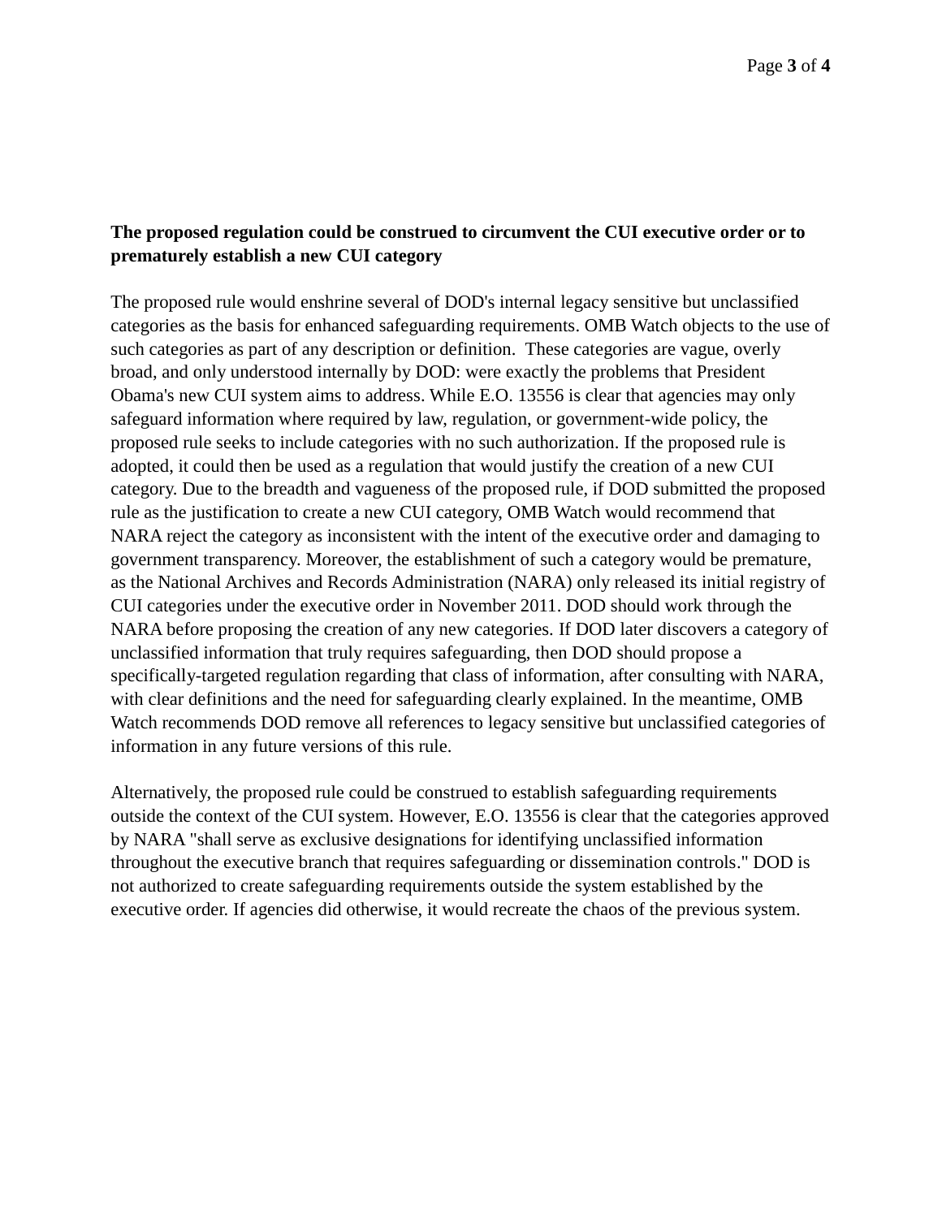**The proposed regulation could be construed to circumvent the CUI executive order or to prematurely establish a new CUI category**

The proposed rule would enshrine several of DOD's internal legacy sensitive but unclassified categories as the basis for enhanced safeguarding requirements. OMB Watch objects to the use of such categories as part of any description or definition. These categories are vague, overly broad, and only understood internally by DOD: were exactly the problems that President Obama's new CUI system aims to address. While E.O. 13556 is clear that agencies may only safeguard information where required by law, regulation, or government-wide policy, the proposed rule seeks to include categories with no such authorization. If the proposed rule is adopted, it could then be used as a regulation that would justify the creation of a new CUI category. Due to the breadth and vagueness of the proposed rule, if DOD submitted the proposed rule as the justification to create a new CUI category, OMB Watch would recommend that NARA reject the category as inconsistent with the intent of the executive order and damaging to government transparency. Moreover, the establishment of such a category would be premature, as the National Archives and Records Administration (NARA) only released its initial registry of CUI categories under the executive order in November 2011. DOD should work through the NARA before proposing the creation of any new categories. If DOD later discovers a category of unclassified information that truly requires safeguarding, then DOD should propose a specifically-targeted regulation regarding that class of information, after consulting with NARA, with clear definitions and the need for safeguarding clearly explained. In the meantime, OMB Watch recommends DOD remove all references to legacy sensitive but unclassified categories of information in any future versions of this rule.

Alternatively, the proposed rule could be construed to establish safeguarding requirements outside the context of the CUI system. However, E.O. 13556 is clear that the categories approved by NARA "shall serve as exclusive designations for identifying unclassified information throughout the executive branch that requires safeguarding or dissemination controls." DOD is not authorized to create safeguarding requirements outside the system established by the executive order. If agencies did otherwise, it would recreate the chaos of the previous system.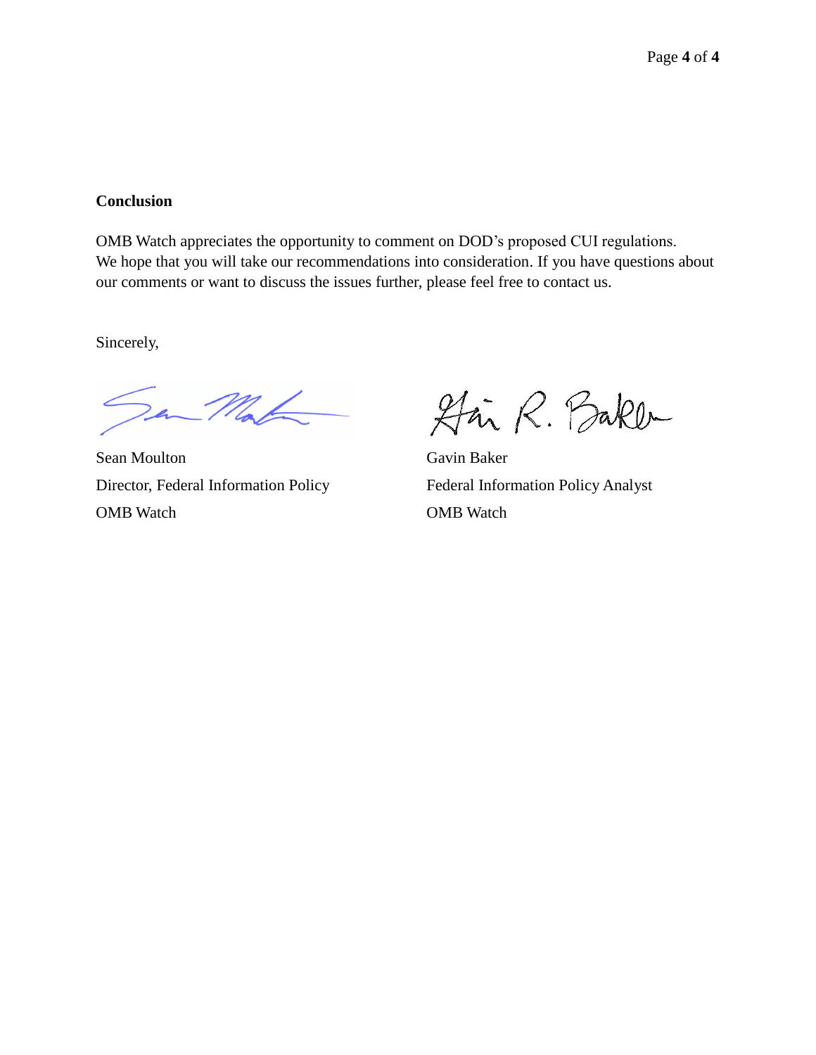**Conclusion**

OMB Watch appreciates the opportunity to comment on DOD's proposed CUI regulations. We hope that you will take our recommendations into consideration. If you have questions about our comments or want to discuss the issues further, please feel free to contact us.

Sincerely,

Sean Moulton
Director, Federal Information Policy
OMB Watch

Gavin Baker
Federal Information Policy Analyst
OMB Watch